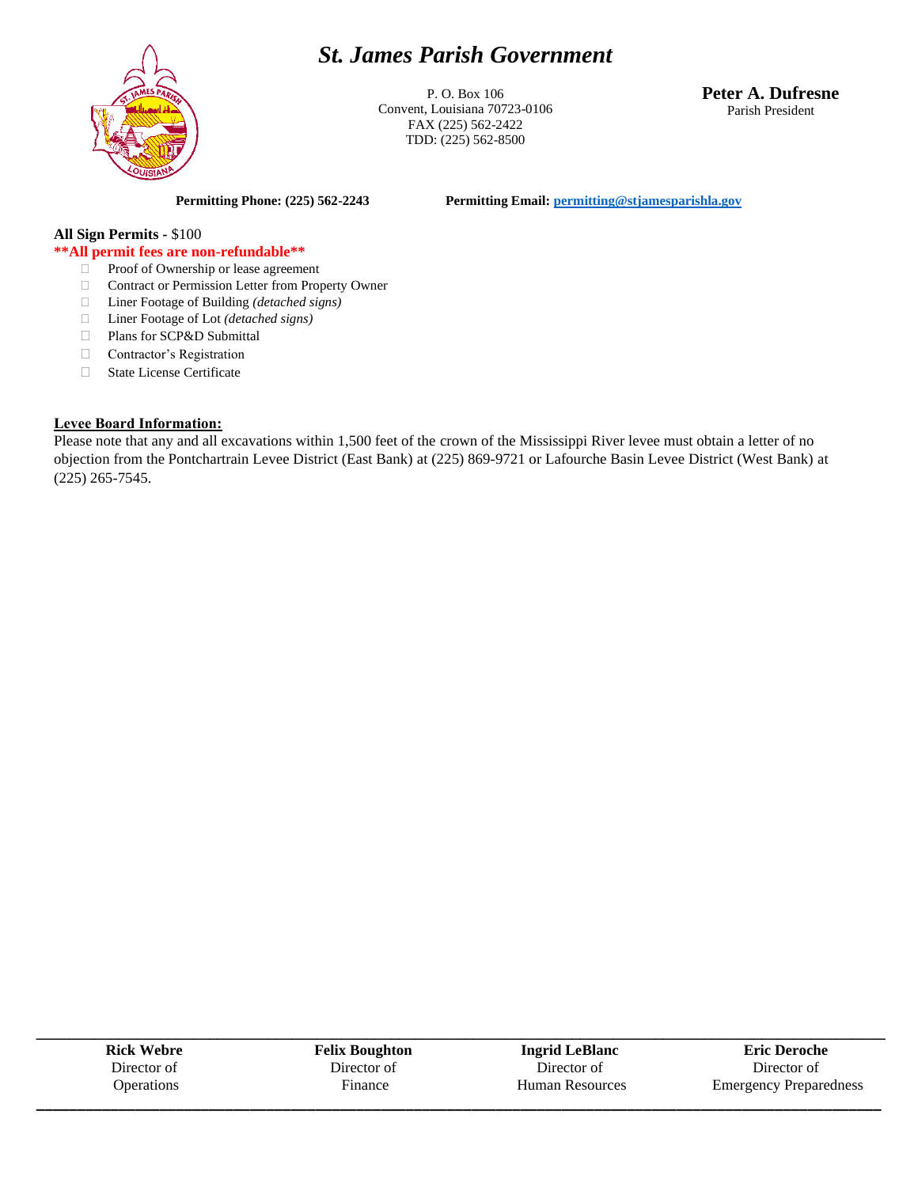# *St. James Parish Government*

P. O. Box 106
Convent, Louisiana 70723-0106
FAX (225) 562-2422
TDD: (225) 562-8500

**Peter A. Dufresne**
Parish President

**Permitting Phone: (225) 562-2243** **Permitting Email: [permitting@stjamesparishla.gov](mailto:permitting@stjamesparishla.gov)**

**All Sign Permits** - $100

****All permit fees are non-refundable****

- ☐ Proof of Ownership or lease agreement
- ☐ Contract or Permission Letter from Property Owner
- ☐ Liner Footage of Building *(detached signs)*
- ☐ Liner Footage of Lot *(detached signs)*
- ☐ Plans for SCP&D Submittal
- ☐ Contractor's Registration
- ☐ State License Certificate

**Levee Board Information:**

Please note that any and all excavations within 1,500 feet of the crown of the Mississippi River levee must obtain a letter of no objection from the Pontchartrain Levee District (East Bank) at (225) 869-9721 or Lafourche Basin Levee District (West Bank) at (225) 265-7545.

| **Rick Webre** | **Felix Boughton** | **Ingrid LeBlanc** | **Eric Deroche** |
|---|---|---|---|
| Director of Operations | Director of Finance | Director of Human Resources | Director of Emergency Preparedness |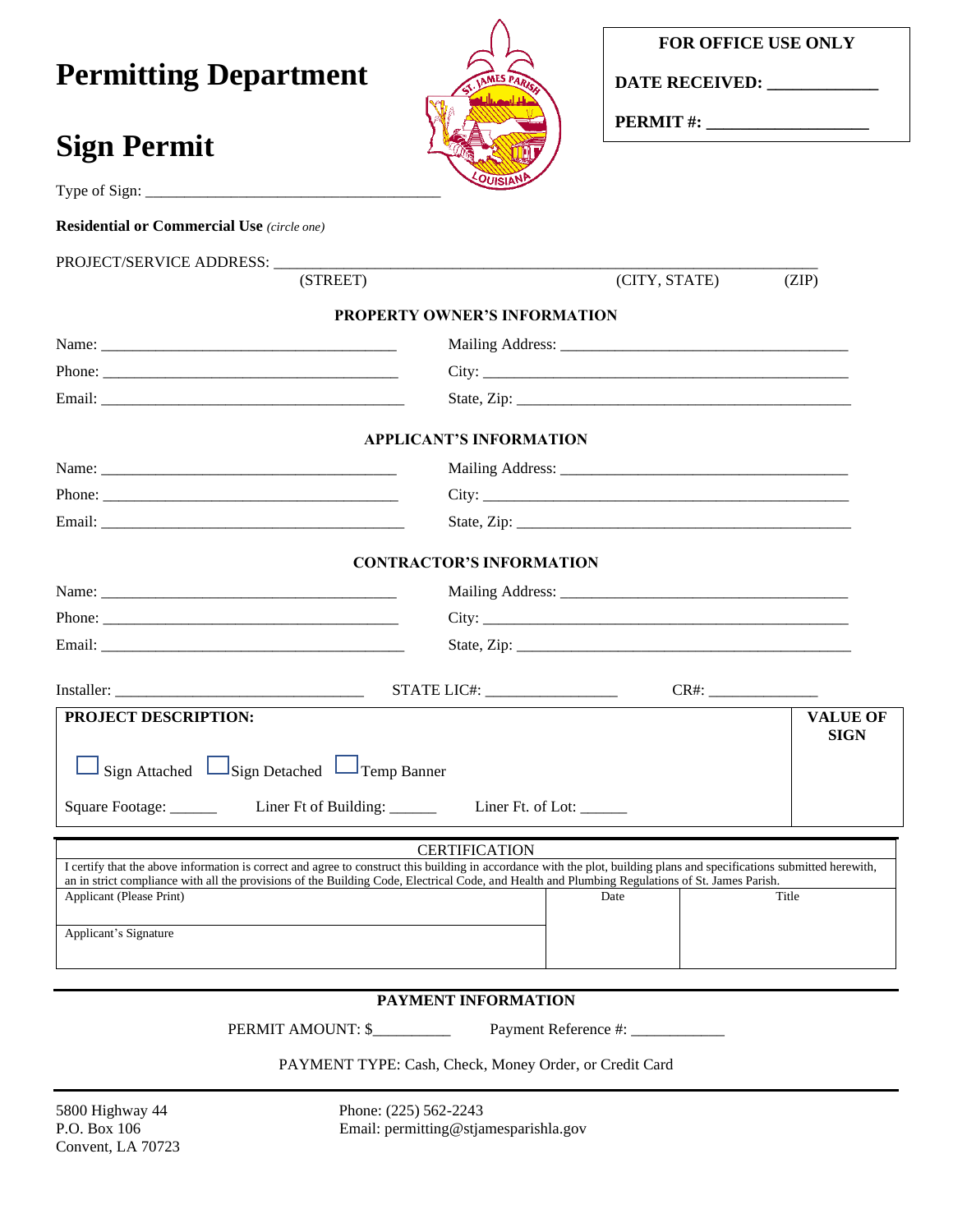# Permitting Department

# Sign Permit

**FOR OFFICE USE ONLY**

**DATE RECEIVED:** ____________

**PERMIT #:** __________________

Type of Sign: ____________________________________

**Residential or Commercial Use** *(circle one)*

PROJECT/SERVICE ADDRESS: ____________________________________________________________________
(STREET) (CITY, STATE) (ZIP)

### PROPERTY OWNER'S INFORMATION

Name: ______________________________________ Mailing Address: ____________________________________

Phone: ______________________________________ City: ______________________________________________

Email: ______________________________________ State, Zip: __________________________________________

### APPLICANT'S INFORMATION

Name: ______________________________________ Mailing Address: ____________________________________

Phone: ______________________________________ City: ______________________________________________

Email: ______________________________________ State, Zip: __________________________________________

### CONTRACTOR'S INFORMATION

Name: ______________________________________ Mailing Address: ____________________________________

Phone: ______________________________________ City: ______________________________________________

Email: ______________________________________ State, Zip: __________________________________________

Installer: ________________________________ STATE LIC#: ________________ CR#: ______________

| PROJECT DESCRIPTION: | VALUE OF SIGN |
|---|---|
| ☐ Sign Attached ☐ Sign Detached ☐ Temp Banner | |
| Square Footage: ______ Liner Ft of Building: ______ Liner Ft. of Lot: ______ | |

### CERTIFICATION

I certify that the above information is correct and agree to construct this building in accordance with the plot, building plans and specifications submitted herewith, an in strict compliance with all the provisions of the Building Code, Electrical Code, and Health and Plumbing Regulations of St. James Parish.

| Applicant (Please Print) | Date | Title |
|---|---|---|
| Applicant's Signature | | |

### PAYMENT INFORMATION

PERMIT AMOUNT: $__________ Payment Reference #: ____________

PAYMENT TYPE: Cash, Check, Money Order, or Credit Card

5800 Highway 44
P.O. Box 106
Convent, LA 70723

Phone: (225) 562-2243
Email: permitting@stjamesparishla.gov